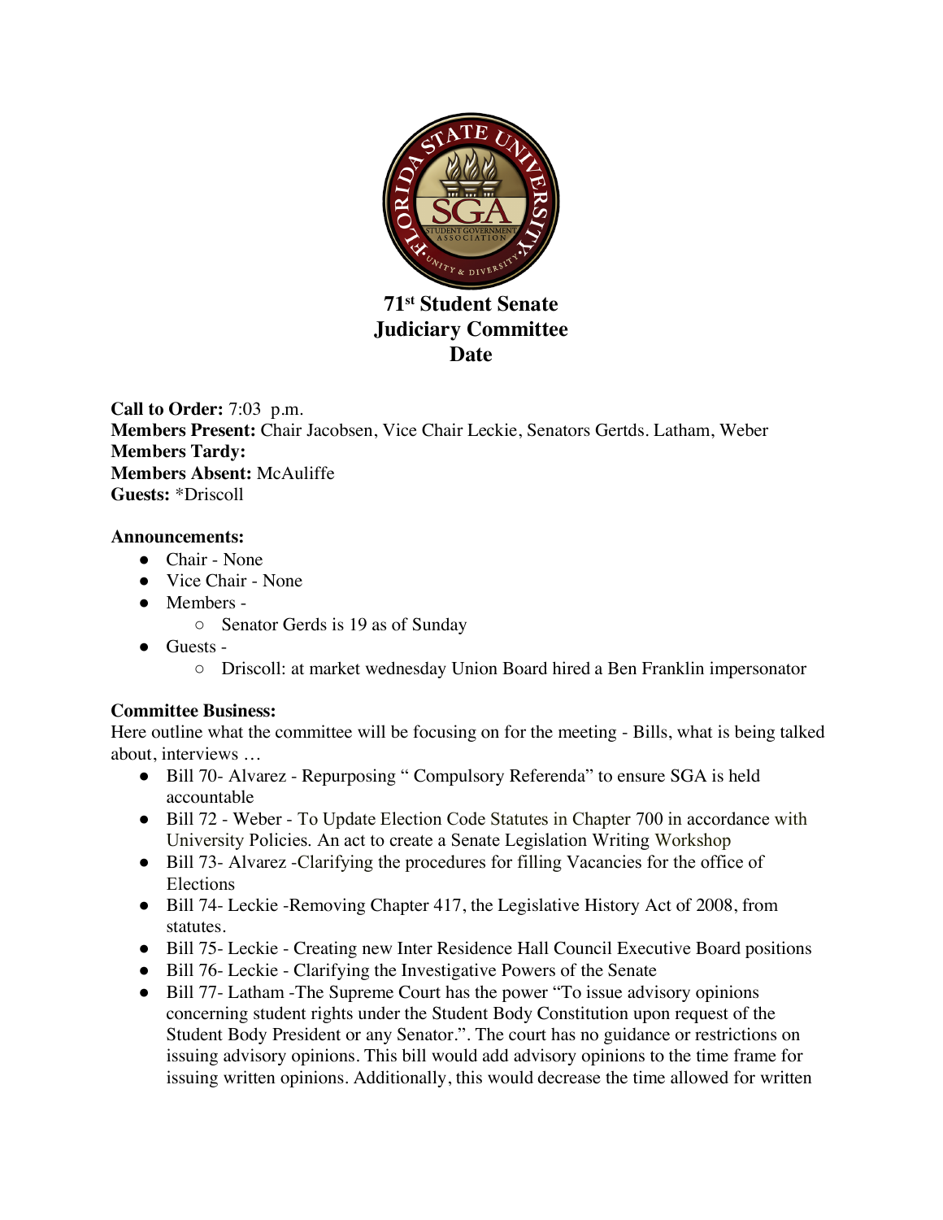# 71st Student Senate
## Judiciary Committee
## Date

**Call to Order:** 7:03 p.m.
**Members Present:** Chair Jacobsen, Vice Chair Leckie, Senators Gertds. Latham, Weber
**Members Tardy:**
**Members Absent:** McAuliffe
**Guests:** *Driscoll

**Announcements:**

- Chair - None
- Vice Chair - None
- Members -
  - Senator Gerds is 19 as of Sunday
- Guests -
  - Driscoll: at market wednesday Union Board hired a Ben Franklin impersonator

**Committee Business:**
Here outline what the committee will be focusing on for the meeting - Bills, what is being talked about, interviews …

- Bill 70- Alvarez - Repurposing " Compulsory Referenda" to ensure SGA is held accountable
- Bill 72 - Weber - To Update Election Code Statutes in Chapter 700 in accordance with University Policies. An act to create a Senate Legislation Writing Workshop
- Bill 73- Alvarez -Clarifying the procedures for filling Vacancies for the office of Elections
- Bill 74- Leckie -Removing Chapter 417, the Legislative History Act of 2008, from statutes.
- Bill 75- Leckie - Creating new Inter Residence Hall Council Executive Board positions
- Bill 76- Leckie - Clarifying the Investigative Powers of the Senate
- Bill 77- Latham -The Supreme Court has the power "To issue advisory opinions concerning student rights under the Student Body Constitution upon request of the Student Body President or any Senator.". The court has no guidance or restrictions on issuing advisory opinions. This bill would add advisory opinions to the time frame for issuing written opinions. Additionally, this would decrease the time allowed for written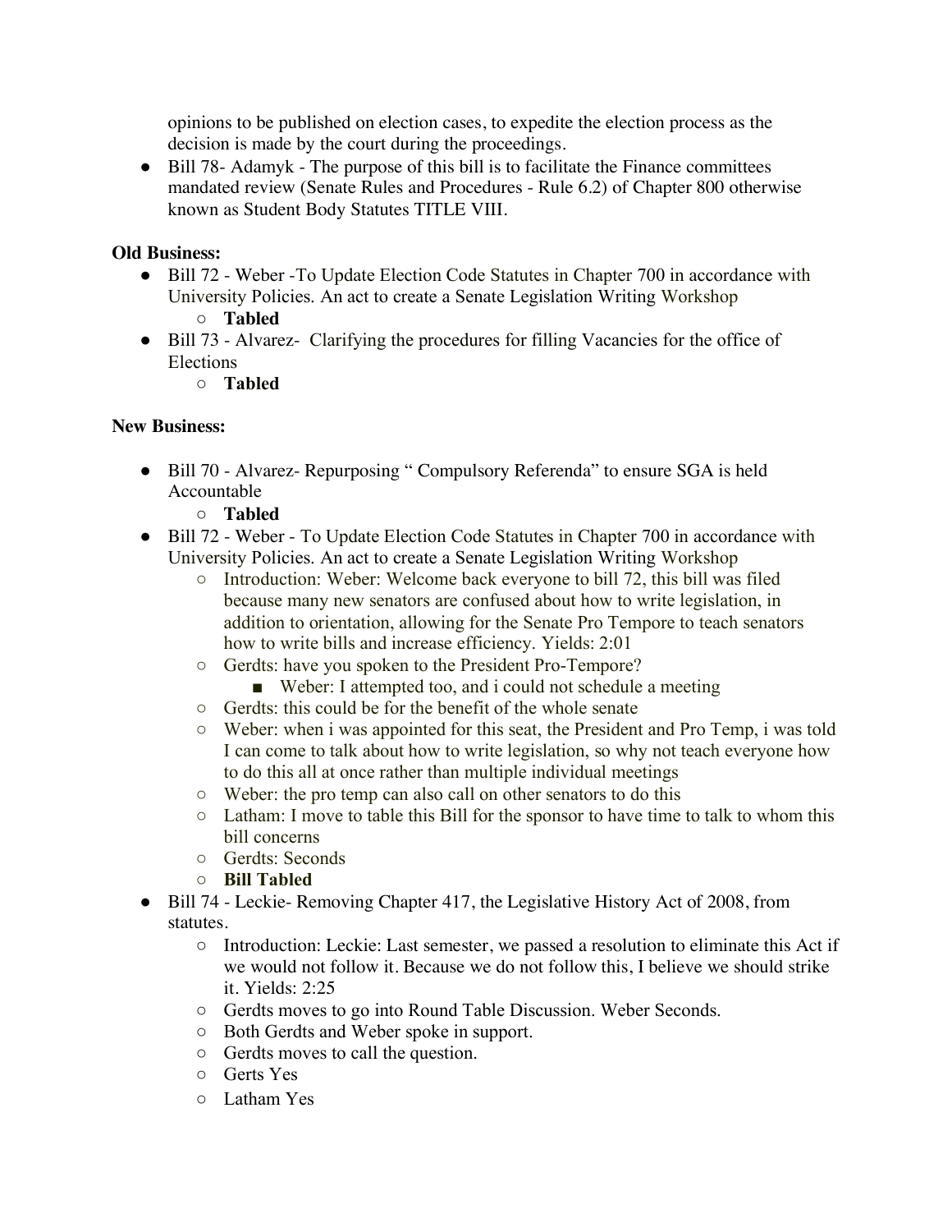opinions to be published on election cases, to expedite the election process as the decision is made by the court during the proceedings.

- Bill 78- Adamyk - The purpose of this bill is to facilitate the Finance committees mandated review (Senate Rules and Procedures - Rule 6.2) of Chapter 800 otherwise known as Student Body Statutes TITLE VIII.

**Old Business:**

- Bill 72 - Weber -To Update Election Code Statutes in Chapter 700 in accordance with University Policies. An act to create a Senate Legislation Writing Workshop
  - **Tabled**
- Bill 73 - Alvarez- Clarifying the procedures for filling Vacancies for the office of Elections
  - **Tabled**

**New Business:**

- Bill 70 - Alvarez- Repurposing " Compulsory Referenda" to ensure SGA is held Accountable
  - **Tabled**
- Bill 72 - Weber - To Update Election Code Statutes in Chapter 700 in accordance with University Policies. An act to create a Senate Legislation Writing Workshop
  - Introduction: Weber: Welcome back everyone to bill 72, this bill was filed because many new senators are confused about how to write legislation, in addition to orientation, allowing for the Senate Pro Tempore to teach senators how to write bills and increase efficiency. Yields: 2:01
  - Gerdts: have you spoken to the President Pro-Tempore?
    - Weber: I attempted too, and i could not schedule a meeting
  - Gerdts: this could be for the benefit of the whole senate
  - Weber: when i was appointed for this seat, the President and Pro Temp, i was told I can come to talk about how to write legislation, so why not teach everyone how to do this all at once rather than multiple individual meetings
  - Weber: the pro temp can also call on other senators to do this
  - Latham: I move to table this Bill for the sponsor to have time to talk to whom this bill concerns
  - Gerdts: Seconds
  - **Bill Tabled**
- Bill 74 - Leckie- Removing Chapter 417, the Legislative History Act of 2008, from statutes.
  - Introduction: Leckie: Last semester, we passed a resolution to eliminate this Act if we would not follow it. Because we do not follow this, I believe we should strike it. Yields: 2:25
  - Gerdts moves to go into Round Table Discussion. Weber Seconds.
  - Both Gerdts and Weber spoke in support.
  - Gerdts moves to call the question.
  - Gerts Yes
  - Latham Yes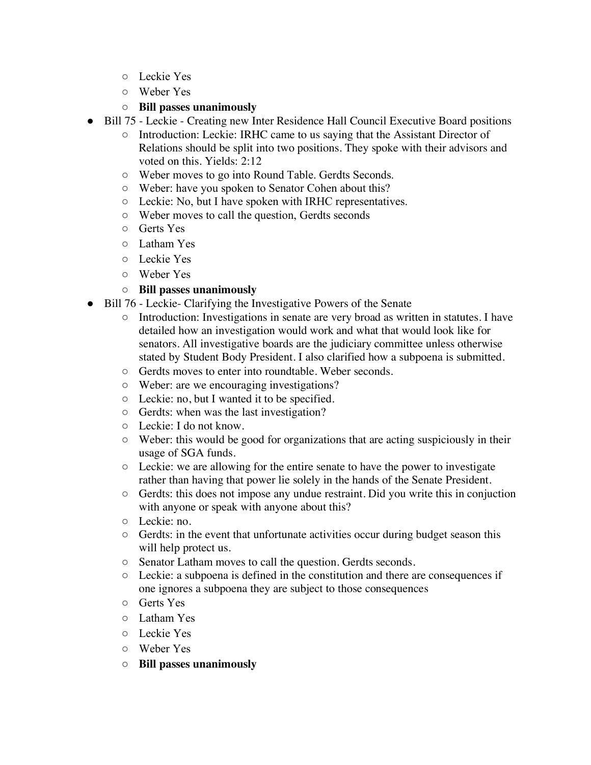- Leckie Yes
  - Weber Yes
  - **Bill passes unanimously**
- Bill 75 - Leckie - Creating new Inter Residence Hall Council Executive Board positions
  - Introduction: Leckie: IRHC came to us saying that the Assistant Director of Relations should be split into two positions. They spoke with their advisors and voted on this. Yields: 2:12
  - Weber moves to go into Round Table. Gerdts Seconds.
  - Weber: have you spoken to Senator Cohen about this?
  - Leckie: No, but I have spoken with IRHC representatives.
  - Weber moves to call the question, Gerdts seconds
  - Gerts Yes
  - Latham Yes
  - Leckie Yes
  - Weber Yes
  - **Bill passes unanimously**
- Bill 76 - Leckie- Clarifying the Investigative Powers of the Senate
  - Introduction: Investigations in senate are very broad as written in statutes. I have detailed how an investigation would work and what that would look like for senators. All investigative boards are the judiciary committee unless otherwise stated by Student Body President. I also clarified how a subpoena is submitted.
  - Gerdts moves to enter into roundtable. Weber seconds.
  - Weber: are we encouraging investigations?
  - Leckie: no, but I wanted it to be specified.
  - Gerdts: when was the last investigation?
  - Leckie: I do not know.
  - Weber: this would be good for organizations that are acting suspiciously in their usage of SGA funds.
  - Leckie: we are allowing for the entire senate to have the power to investigate rather than having that power lie solely in the hands of the Senate President.
  - Gerdts: this does not impose any undue restraint. Did you write this in conjuction with anyone or speak with anyone about this?
  - Leckie: no.
  - Gerdts: in the event that unfortunate activities occur during budget season this will help protect us.
  - Senator Latham moves to call the question. Gerdts seconds.
  - Leckie: a subpoena is defined in the constitution and there are consequences if one ignores a subpoena they are subject to those consequences
  - Gerts Yes
  - Latham Yes
  - Leckie Yes
  - Weber Yes
  - **Bill passes unanimously**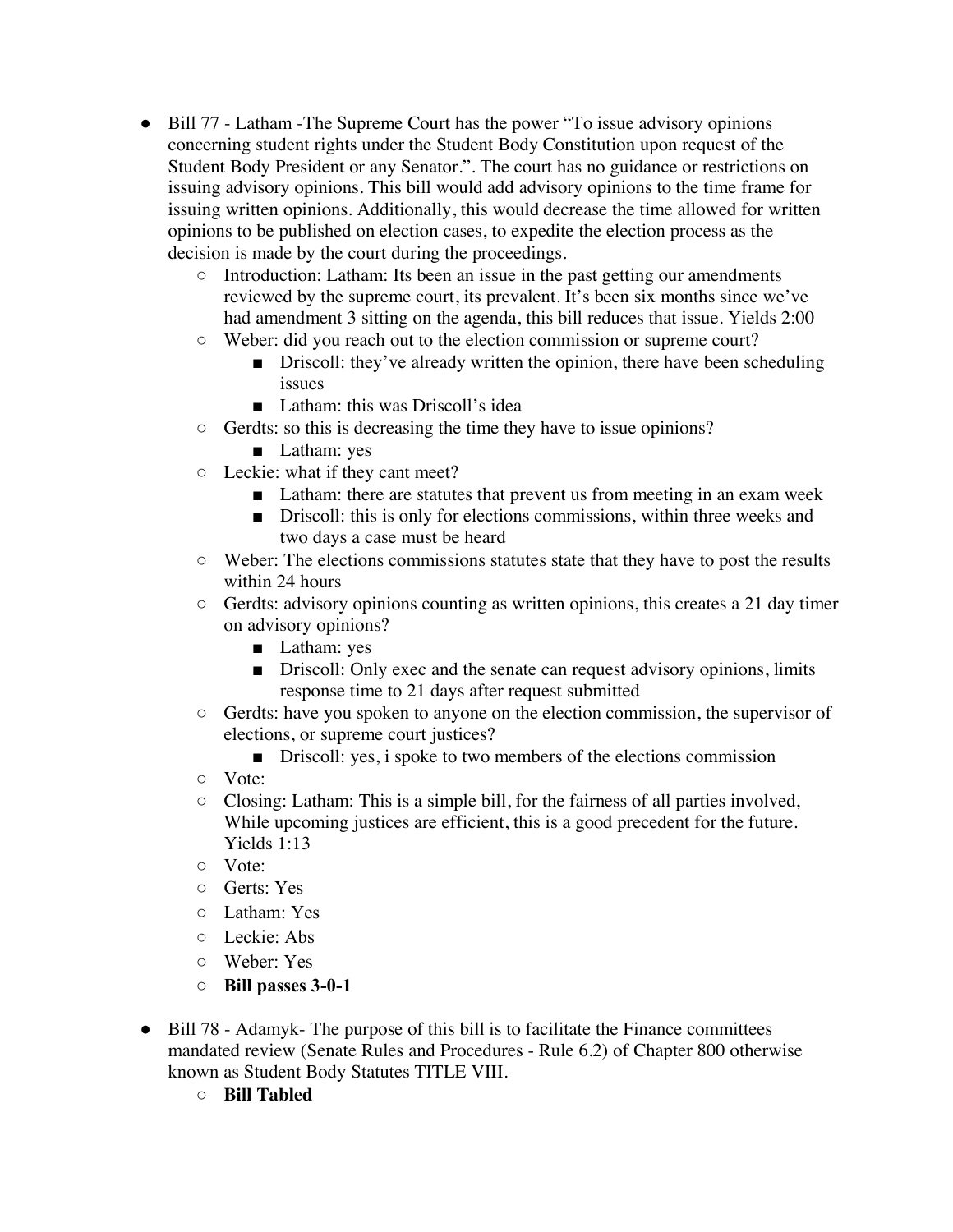- Bill 77 - Latham -The Supreme Court has the power "To issue advisory opinions concerning student rights under the Student Body Constitution upon request of the Student Body President or any Senator.". The court has no guidance or restrictions on issuing advisory opinions. This bill would add advisory opinions to the time frame for issuing written opinions. Additionally, this would decrease the time allowed for written opinions to be published on election cases, to expedite the election process as the decision is made by the court during the proceedings.
  - Introduction: Latham: Its been an issue in the past getting our amendments reviewed by the supreme court, its prevalent. It's been six months since we've had amendment 3 sitting on the agenda, this bill reduces that issue. Yields 2:00
  - Weber: did you reach out to the election commission or supreme court?
    - Driscoll: they've already written the opinion, there have been scheduling issues
    - Latham: this was Driscoll's idea
  - Gerdts: so this is decreasing the time they have to issue opinions?
    - Latham: yes
  - Leckie: what if they cant meet?
    - Latham: there are statutes that prevent us from meeting in an exam week
    - Driscoll: this is only for elections commissions, within three weeks and two days a case must be heard
  - Weber: The elections commissions statutes state that they have to post the results within 24 hours
  - Gerdts: advisory opinions counting as written opinions, this creates a 21 day timer on advisory opinions?
    - Latham: yes
    - Driscoll: Only exec and the senate can request advisory opinions, limits response time to 21 days after request submitted
  - Gerdts: have you spoken to anyone on the election commission, the supervisor of elections, or supreme court justices?
    - Driscoll: yes, i spoke to two members of the elections commission
  - Vote:
  - Closing: Latham: This is a simple bill, for the fairness of all parties involved, While upcoming justices are efficient, this is a good precedent for the future. Yields 1:13
  - Vote:
  - Gerts: Yes
  - Latham: Yes
  - Leckie: Abs
  - Weber: Yes
  - **Bill passes 3-0-1**

- Bill 78 - Adamyk- The purpose of this bill is to facilitate the Finance committees mandated review (Senate Rules and Procedures - Rule 6.2) of Chapter 800 otherwise known as Student Body Statutes TITLE VIII.
  - **Bill Tabled**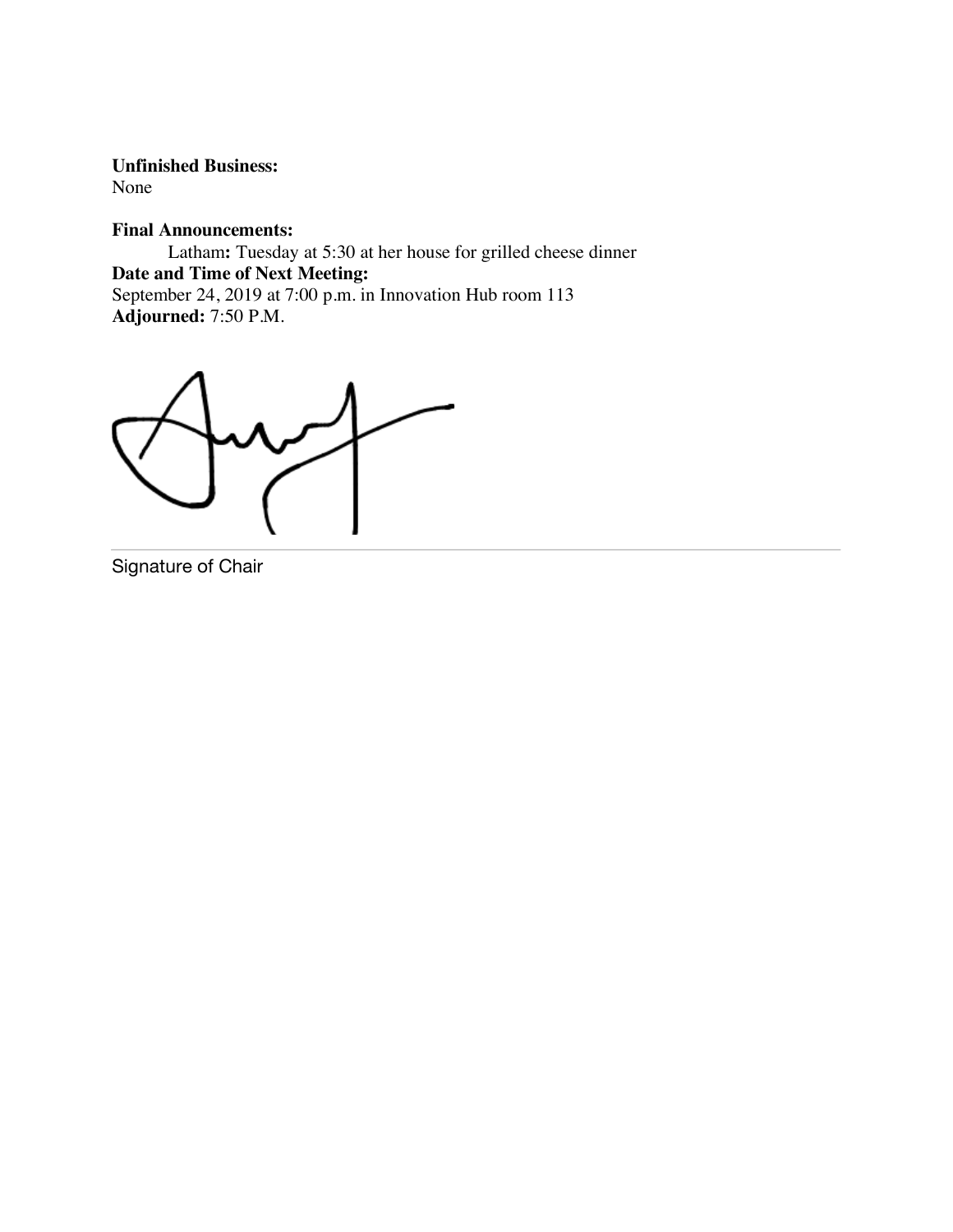**Unfinished Business:**
None

**Final Announcements:**

Latham**:** Tuesday at 5:30 at her house for grilled cheese dinner

**Date and Time of Next Meeting:**
September 24, 2019 at 7:00 p.m. in Innovation Hub room 113

**Adjourned:** 7:50 P.M.

---

Signature of Chair